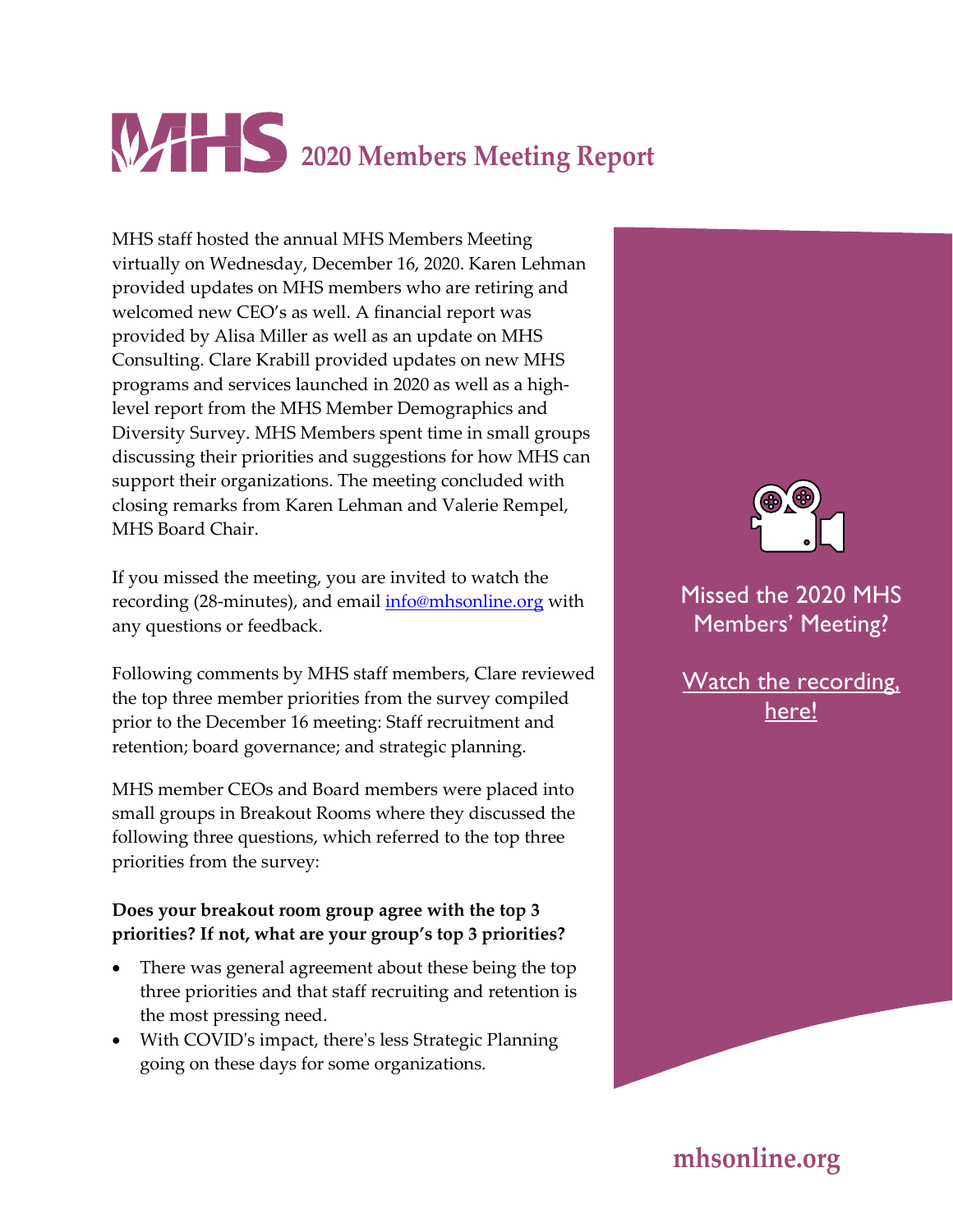# MHS 2020 Members Meeting Report

MHS staff hosted the annual MHS Members Meeting virtually on Wednesday, December 16, 2020. Karen Lehman provided updates on MHS members who are retiring and welcomed new CEO's as well. A financial report was provided by Alisa Miller as well as an update on MHS Consulting. Clare Krabill provided updates on new MHS programs and services launched in 2020 as well as a high-level report from the MHS Member Demographics and Diversity Survey. MHS Members spent time in small groups discussing their priorities and suggestions for how MHS can support their organizations. The meeting concluded with closing remarks from Karen Lehman and Valerie Rempel, MHS Board Chair.

If you missed the meeting, you are invited to watch the recording (28-minutes), and email info@mhsonline.org with any questions or feedback.

Following comments by MHS staff members, Clare reviewed the top three member priorities from the survey compiled prior to the December 16 meeting: Staff recruitment and retention; board governance; and strategic planning.

MHS member CEOs and Board members were placed into small groups in Breakout Rooms where they discussed the following three questions, which referred to the top three priorities from the survey:

**Does your breakout room group agree with the top 3 priorities? If not, what are your group's top 3 priorities?**

- There was general agreement about these being the top three priorities and that staff recruiting and retention is the most pressing need.
- With COVID's impact, there's less Strategic Planning going on these days for some organizations.

Missed the 2020 MHS Members' Meeting?

Watch the recording, here!

mhsonline.org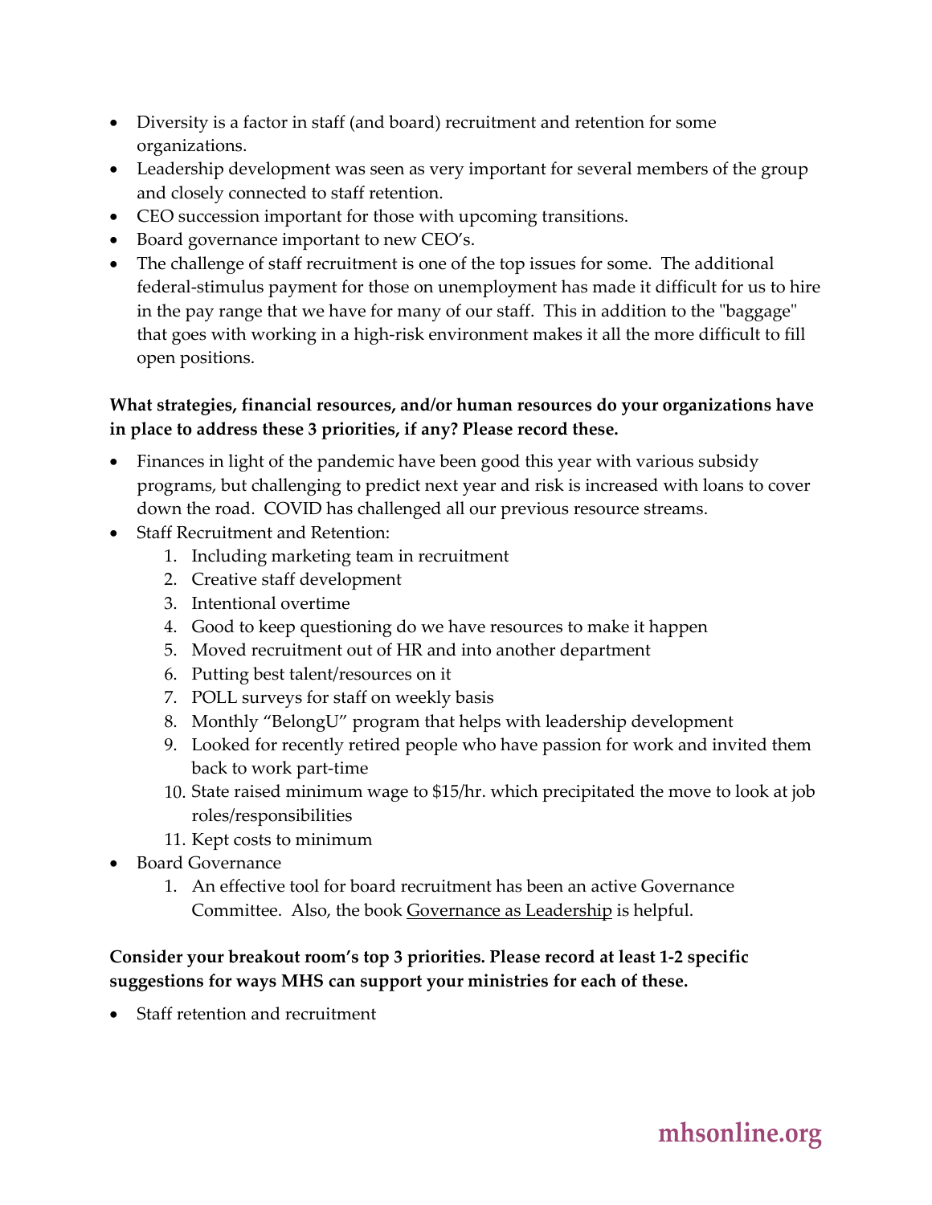- Diversity is a factor in staff (and board) recruitment and retention for some organizations.
- Leadership development was seen as very important for several members of the group and closely connected to staff retention.
- CEO succession important for those with upcoming transitions.
- Board governance important to new CEO's.
- The challenge of staff recruitment is one of the top issues for some. The additional federal-stimulus payment for those on unemployment has made it difficult for us to hire in the pay range that we have for many of our staff. This in addition to the "baggage" that goes with working in a high-risk environment makes it all the more difficult to fill open positions.

**What strategies, financial resources, and/or human resources do your organizations have in place to address these 3 priorities, if any? Please record these.**

- Finances in light of the pandemic have been good this year with various subsidy programs, but challenging to predict next year and risk is increased with loans to cover down the road. COVID has challenged all our previous resource streams.
- Staff Recruitment and Retention:
    1. Including marketing team in recruitment
    2. Creative staff development
    3. Intentional overtime
    4. Good to keep questioning do we have resources to make it happen
    5. Moved recruitment out of HR and into another department
    6. Putting best talent/resources on it
    7. POLL surveys for staff on weekly basis
    8. Monthly "BelongU" program that helps with leadership development
    9. Looked for recently retired people who have passion for work and invited them back to work part-time
    10. State raised minimum wage to $15/hr. which precipitated the move to look at job roles/responsibilities
    11. Kept costs to minimum
- Board Governance
    1. An effective tool for board recruitment has been an active Governance Committee. Also, the book Governance as Leadership is helpful.

**Consider your breakout room's top 3 priorities. Please record at least 1-2 specific suggestions for ways MHS can support your ministries for each of these.**

- Staff retention and recruitment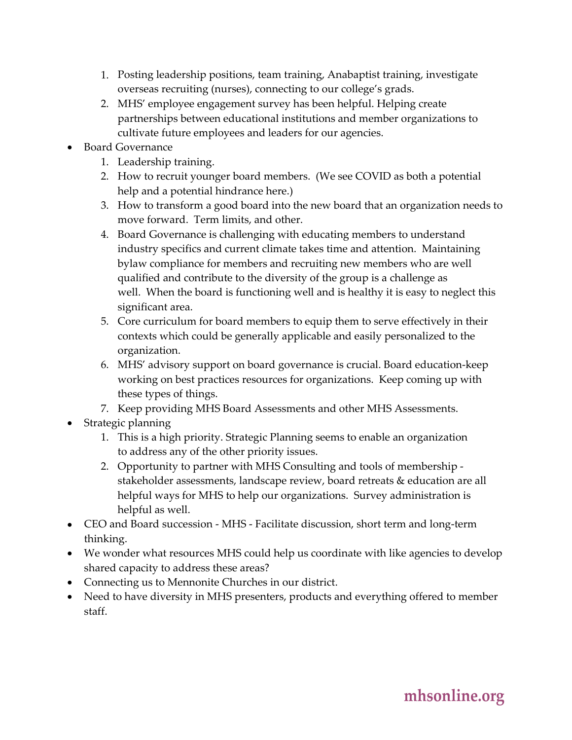1. Posting leadership positions, team training, Anabaptist training, investigate overseas recruiting (nurses), connecting to our college's grads.
    2. MHS' employee engagement survey has been helpful. Helping create partnerships between educational institutions and member organizations to cultivate future employees and leaders for our agencies.
- Board Governance
    1. Leadership training.
    2. How to recruit younger board members. (We see COVID as both a potential help and a potential hindrance here.)
    3. How to transform a good board into the new board that an organization needs to move forward. Term limits, and other.
    4. Board Governance is challenging with educating members to understand industry specifics and current climate takes time and attention. Maintaining bylaw compliance for members and recruiting new members who are well qualified and contribute to the diversity of the group is a challenge as well. When the board is functioning well and is healthy it is easy to neglect this significant area.
    5. Core curriculum for board members to equip them to serve effectively in their contexts which could be generally applicable and easily personalized to the organization.
    6. MHS' advisory support on board governance is crucial. Board education-keep working on best practices resources for organizations. Keep coming up with these types of things.
    7. Keep providing MHS Board Assessments and other MHS Assessments.
- Strategic planning
    1. This is a high priority. Strategic Planning seems to enable an organization to address any of the other priority issues.
    2. Opportunity to partner with MHS Consulting and tools of membership - stakeholder assessments, landscape review, board retreats & education are all helpful ways for MHS to help our organizations. Survey administration is helpful as well.
- CEO and Board succession - MHS - Facilitate discussion, short term and long-term thinking.
- We wonder what resources MHS could help us coordinate with like agencies to develop shared capacity to address these areas?
- Connecting us to Mennonite Churches in our district.
- Need to have diversity in MHS presenters, products and everything offered to member staff.